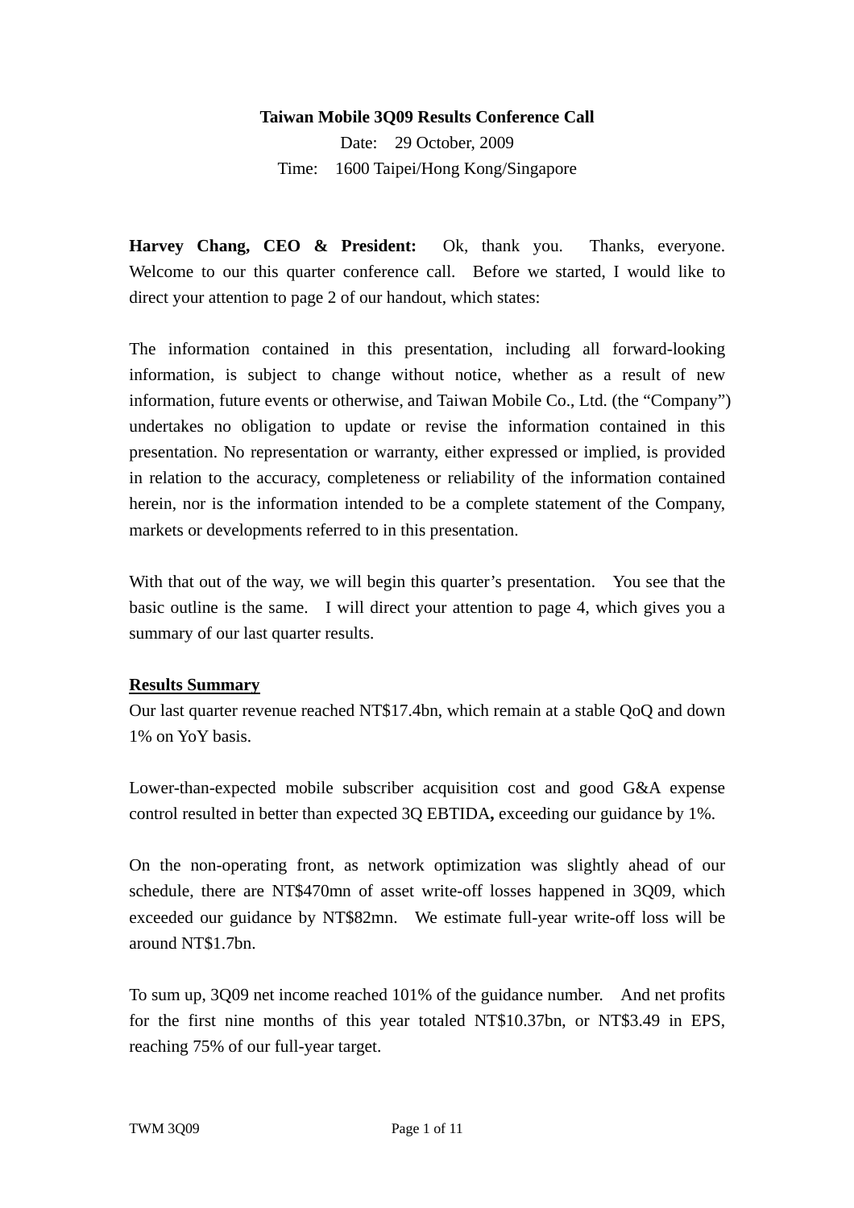**Taiwan Mobile 3Q09 Results Conference Call**

Date: 29 October, 2009

Time: 1600 Taipei/Hong Kong/Singapore

**Harvey Chang, CEO & President:** Ok, thank you. Thanks, everyone. Welcome to our this quarter conference call. Before we started, I would like to direct your attention to page 2 of our handout, which states:

The information contained in this presentation, including all forward-looking information, is subject to change without notice, whether as a result of new information, future events or otherwise, and Taiwan Mobile Co., Ltd. (the "Company") undertakes no obligation to update or revise the information contained in this presentation. No representation or warranty, either expressed or implied, is provided in relation to the accuracy, completeness or reliability of the information contained herein, nor is the information intended to be a complete statement of the Company, markets or developments referred to in this presentation.

With that out of the way, we will begin this quarter's presentation. You see that the basic outline is the same. I will direct your attention to page 4, which gives you a summary of our last quarter results.

**Results Summary**

Our last quarter revenue reached NT$17.4bn, which remain at a stable QoQ and down 1% on YoY basis.

Lower-than-expected mobile subscriber acquisition cost and good G&A expense control resulted in better than expected 3Q EBTIDA**,** exceeding our guidance by 1%.

On the non-operating front, as network optimization was slightly ahead of our schedule, there are NT$470mn of asset write-off losses happened in 3Q09, which exceeded our guidance by NT$82mn. We estimate full-year write-off loss will be around NT$1.7bn.

To sum up, 3Q09 net income reached 101% of the guidance number. And net profits for the first nine months of this year totaled NT$10.37bn, or NT$3.49 in EPS, reaching 75% of our full-year target.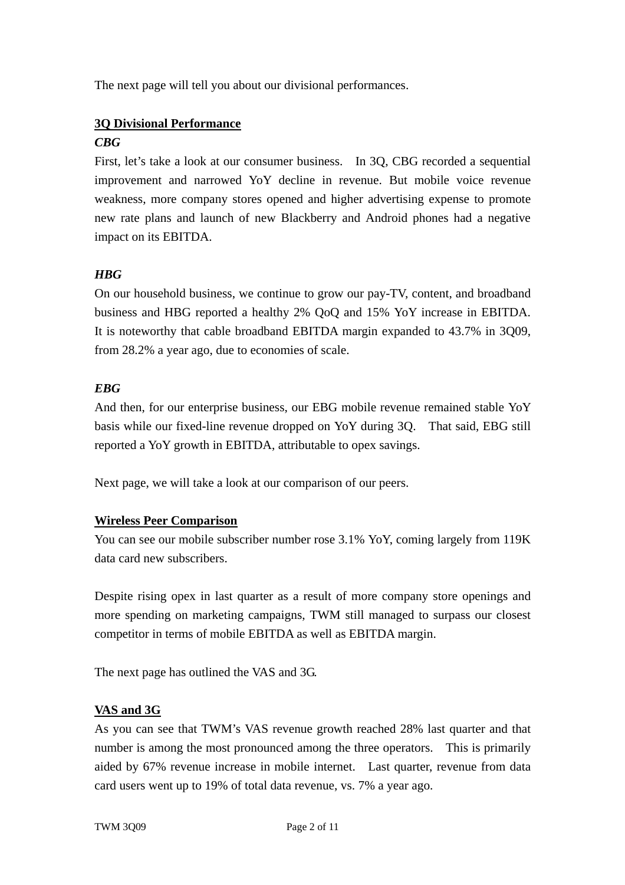The next page will tell you about our divisional performances.

## 3Q Divisional Performance

### *CBG*

First, let's take a look at our consumer business. In 3Q, CBG recorded a sequential improvement and narrowed YoY decline in revenue. But mobile voice revenue weakness, more company stores opened and higher advertising expense to promote new rate plans and launch of new Blackberry and Android phones had a negative impact on its EBITDA.

### *HBG*

On our household business, we continue to grow our pay-TV, content, and broadband business and HBG reported a healthy 2% QoQ and 15% YoY increase in EBITDA. It is noteworthy that cable broadband EBITDA margin expanded to 43.7% in 3Q09, from 28.2% a year ago, due to economies of scale.

### *EBG*

And then, for our enterprise business, our EBG mobile revenue remained stable YoY basis while our fixed-line revenue dropped on YoY during 3Q. That said, EBG still reported a YoY growth in EBITDA, attributable to opex savings.

Next page, we will take a look at our comparison of our peers.

## Wireless Peer Comparison

You can see our mobile subscriber number rose 3.1% YoY, coming largely from 119K data card new subscribers.

Despite rising opex in last quarter as a result of more company store openings and more spending on marketing campaigns, TWM still managed to surpass our closest competitor in terms of mobile EBITDA as well as EBITDA margin.

The next page has outlined the VAS and 3G.

## VAS and 3G

As you can see that TWM's VAS revenue growth reached 28% last quarter and that number is among the most pronounced among the three operators. This is primarily aided by 67% revenue increase in mobile internet. Last quarter, revenue from data card users went up to 19% of total data revenue, vs. 7% a year ago.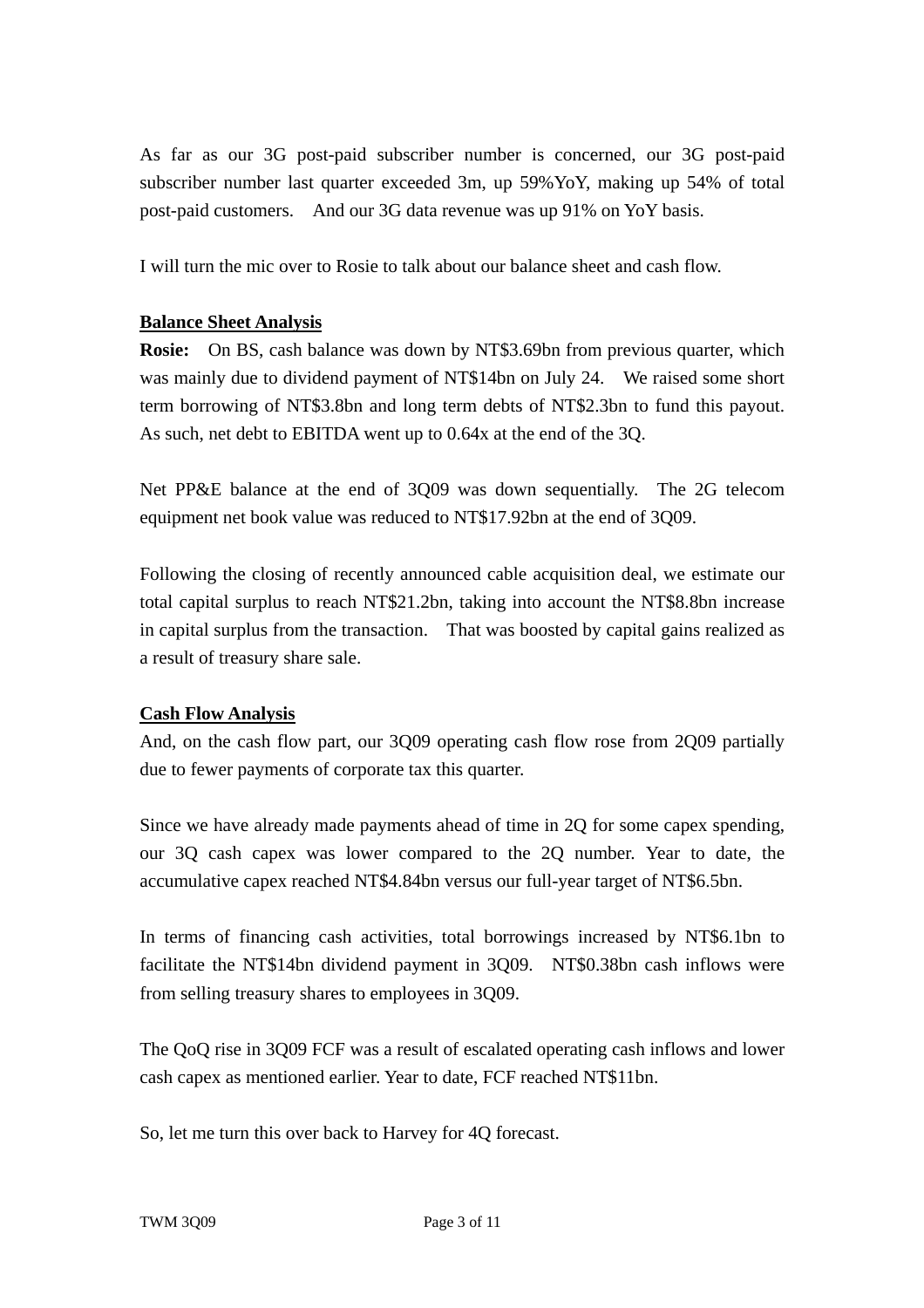As far as our 3G post-paid subscriber number is concerned, our 3G post-paid subscriber number last quarter exceeded 3m, up 59%YoY, making up 54% of total post-paid customers. And our 3G data revenue was up 91% on YoY basis.

I will turn the mic over to Rosie to talk about our balance sheet and cash flow.

**Balance Sheet Analysis**

**Rosie:** On BS, cash balance was down by NT$3.69bn from previous quarter, which was mainly due to dividend payment of NT$14bn on July 24. We raised some short term borrowing of NT$3.8bn and long term debts of NT$2.3bn to fund this payout. As such, net debt to EBITDA went up to 0.64x at the end of the 3Q.

Net PP&E balance at the end of 3Q09 was down sequentially. The 2G telecom equipment net book value was reduced to NT$17.92bn at the end of 3Q09.

Following the closing of recently announced cable acquisition deal, we estimate our total capital surplus to reach NT$21.2bn, taking into account the NT$8.8bn increase in capital surplus from the transaction. That was boosted by capital gains realized as a result of treasury share sale.

**Cash Flow Analysis**

And, on the cash flow part, our 3Q09 operating cash flow rose from 2Q09 partially due to fewer payments of corporate tax this quarter.

Since we have already made payments ahead of time in 2Q for some capex spending, our 3Q cash capex was lower compared to the 2Q number. Year to date, the accumulative capex reached NT$4.84bn versus our full-year target of NT$6.5bn.

In terms of financing cash activities, total borrowings increased by NT$6.1bn to facilitate the NT$14bn dividend payment in 3Q09. NT$0.38bn cash inflows were from selling treasury shares to employees in 3Q09.

The QoQ rise in 3Q09 FCF was a result of escalated operating cash inflows and lower cash capex as mentioned earlier. Year to date, FCF reached NT$11bn.

So, let me turn this over back to Harvey for 4Q forecast.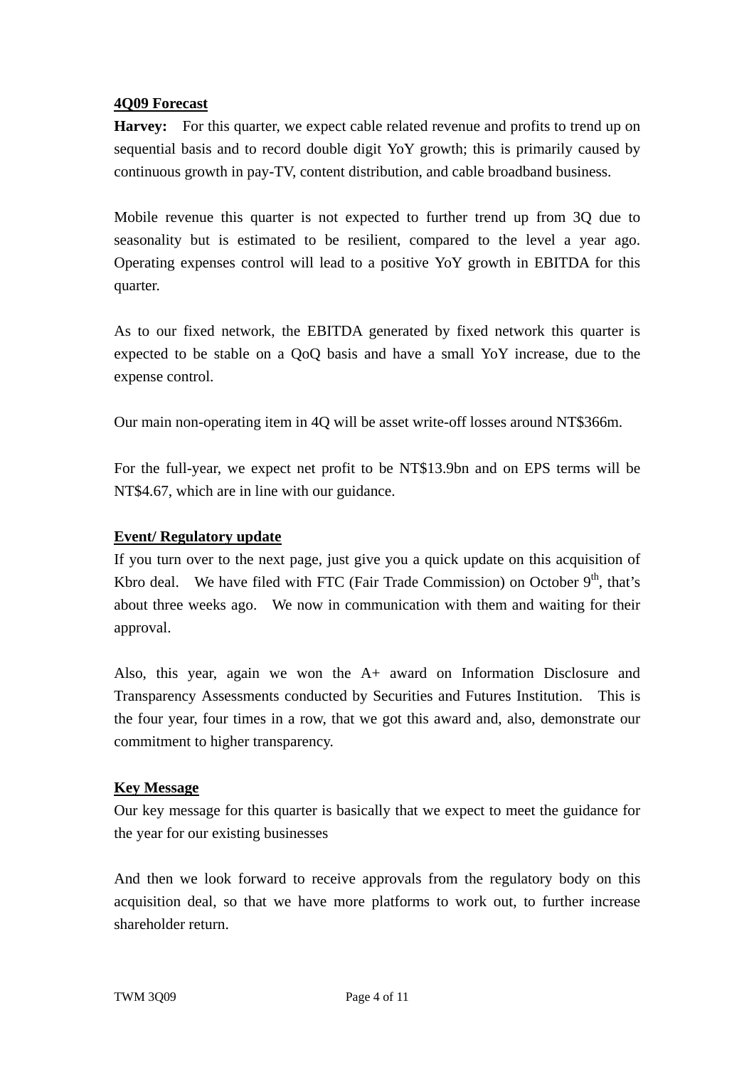**4Q09 Forecast**

**Harvey:** For this quarter, we expect cable related revenue and profits to trend up on sequential basis and to record double digit YoY growth; this is primarily caused by continuous growth in pay-TV, content distribution, and cable broadband business.

Mobile revenue this quarter is not expected to further trend up from 3Q due to seasonality but is estimated to be resilient, compared to the level a year ago. Operating expenses control will lead to a positive YoY growth in EBITDA for this quarter.

As to our fixed network, the EBITDA generated by fixed network this quarter is expected to be stable on a QoQ basis and have a small YoY increase, due to the expense control.

Our main non-operating item in 4Q will be asset write-off losses around NT$366m.

For the full-year, we expect net profit to be NT$13.9bn and on EPS terms will be NT$4.67, which are in line with our guidance.

**Event/ Regulatory update**

If you turn over to the next page, just give you a quick update on this acquisition of Kbro deal. We have filed with FTC (Fair Trade Commission) on October 9th, that's about three weeks ago. We now in communication with them and waiting for their approval.

Also, this year, again we won the A+ award on Information Disclosure and Transparency Assessments conducted by Securities and Futures Institution. This is the four year, four times in a row, that we got this award and, also, demonstrate our commitment to higher transparency.

**Key Message**

Our key message for this quarter is basically that we expect to meet the guidance for the year for our existing businesses

And then we look forward to receive approvals from the regulatory body on this acquisition deal, so that we have more platforms to work out, to further increase shareholder return.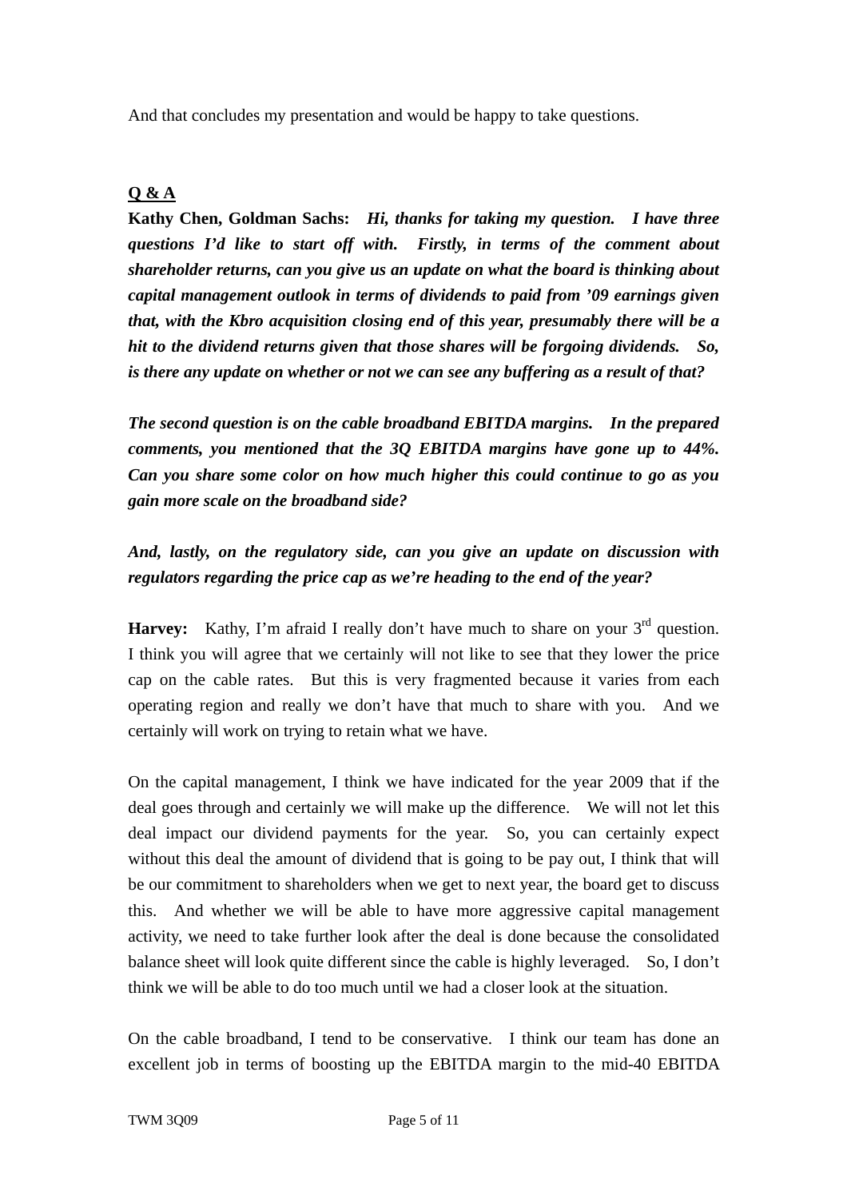And that concludes my presentation and would be happy to take questions.

**<u>Q & A</u>**

**Kathy Chen, Goldman Sachs:** ***Hi, thanks for taking my question. I have three questions I'd like to start off with. Firstly, in terms of the comment about shareholder returns, can you give us an update on what the board is thinking about capital management outlook in terms of dividends to paid from '09 earnings given that, with the Kbro acquisition closing end of this year, presumably there will be a hit to the dividend returns given that those shares will be forgoing dividends. So, is there any update on whether or not we can see any buffering as a result of that?***

***The second question is on the cable broadband EBITDA margins. In the prepared comments, you mentioned that the 3Q EBITDA margins have gone up to 44%. Can you share some color on how much higher this could continue to go as you gain more scale on the broadband side?***

***And, lastly, on the regulatory side, can you give an update on discussion with regulators regarding the price cap as we're heading to the end of the year?***

**Harvey:** Kathy, I'm afraid I really don't have much to share on your 3rd question. I think you will agree that we certainly will not like to see that they lower the price cap on the cable rates. But this is very fragmented because it varies from each operating region and really we don't have that much to share with you. And we certainly will work on trying to retain what we have.

On the capital management, I think we have indicated for the year 2009 that if the deal goes through and certainly we will make up the difference. We will not let this deal impact our dividend payments for the year. So, you can certainly expect without this deal the amount of dividend that is going to be pay out, I think that will be our commitment to shareholders when we get to next year, the board get to discuss this. And whether we will be able to have more aggressive capital management activity, we need to take further look after the deal is done because the consolidated balance sheet will look quite different since the cable is highly leveraged. So, I don't think we will be able to do too much until we had a closer look at the situation.

On the cable broadband, I tend to be conservative. I think our team has done an excellent job in terms of boosting up the EBITDA margin to the mid-40 EBITDA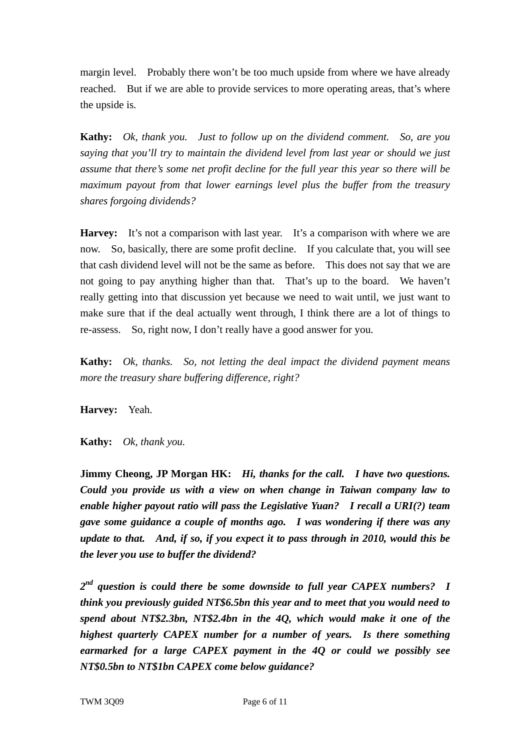margin level. Probably there won't be too much upside from where we have already reached. But if we are able to provide services to more operating areas, that's where the upside is.

**Kathy:** *Ok, thank you. Just to follow up on the dividend comment. So, are you saying that you'll try to maintain the dividend level from last year or should we just assume that there's some net profit decline for the full year this year so there will be maximum payout from that lower earnings level plus the buffer from the treasury shares forgoing dividends?*

**Harvey:** It's not a comparison with last year. It's a comparison with where we are now. So, basically, there are some profit decline. If you calculate that, you will see that cash dividend level will not be the same as before. This does not say that we are not going to pay anything higher than that. That's up to the board. We haven't really getting into that discussion yet because we need to wait until, we just want to make sure that if the deal actually went through, I think there are a lot of things to re-assess. So, right now, I don't really have a good answer for you.

**Kathy:** *Ok, thanks. So, not letting the deal impact the dividend payment means more the treasury share buffering difference, right?*

**Harvey:** Yeah.

**Kathy:** *Ok, thank you.*

**Jimmy Cheong, JP Morgan HK:** ***Hi, thanks for the call. I have two questions. Could you provide us with a view on when change in Taiwan company law to enable higher payout ratio will pass the Legislative Yuan? I recall a URI(?) team gave some guidance a couple of months ago. I was wondering if there was any update to that. And, if so, if you expect it to pass through in 2010, would this be the lever you use to buffer the dividend?***

***2nd question is could there be some downside to full year CAPEX numbers? I think you previously guided NT$6.5bn this year and to meet that you would need to spend about NT$2.3bn, NT$2.4bn in the 4Q, which would make it one of the highest quarterly CAPEX number for a number of years. Is there something earmarked for a large CAPEX payment in the 4Q or could we possibly see NT$0.5bn to NT$1bn CAPEX come below guidance?***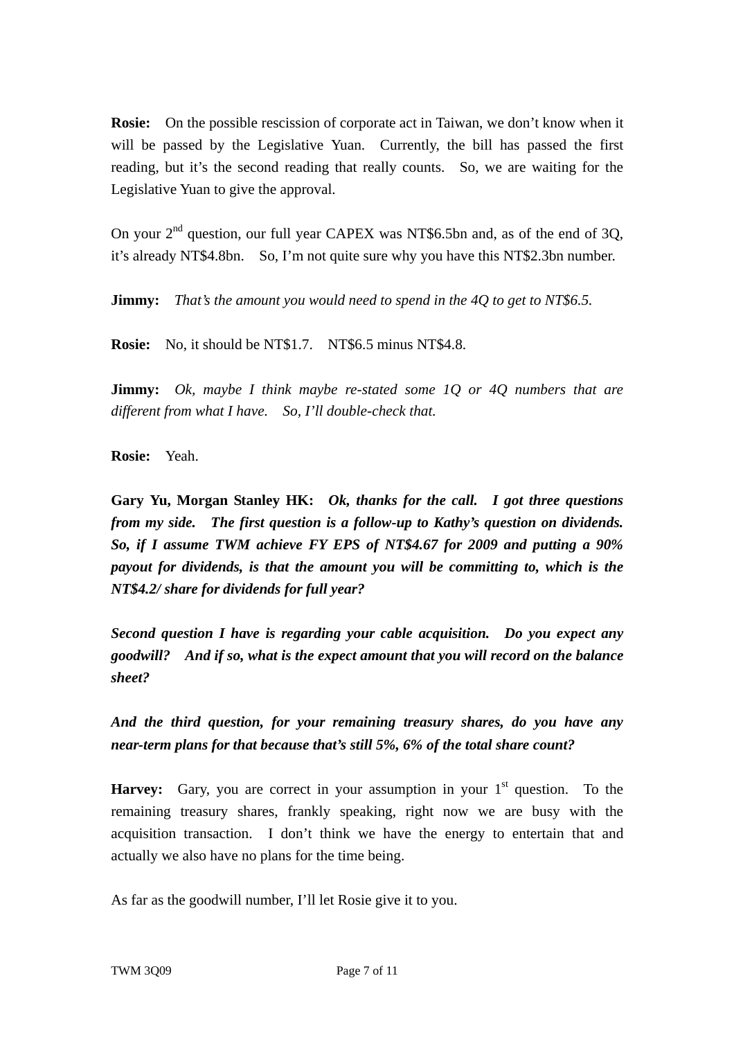**Rosie:** On the possible rescission of corporate act in Taiwan, we don't know when it will be passed by the Legislative Yuan. Currently, the bill has passed the first reading, but it's the second reading that really counts. So, we are waiting for the Legislative Yuan to give the approval.

On your 2nd question, our full year CAPEX was NT$6.5bn and, as of the end of 3Q, it's already NT$4.8bn. So, I'm not quite sure why you have this NT$2.3bn number.

**Jimmy:** *That's the amount you would need to spend in the 4Q to get to NT$6.5.*

**Rosie:** No, it should be NT$1.7. NT$6.5 minus NT$4.8.

**Jimmy:** *Ok, maybe I think maybe re-stated some 1Q or 4Q numbers that are different from what I have. So, I'll double-check that.*

**Rosie:** Yeah.

**Gary Yu, Morgan Stanley HK:** ***Ok, thanks for the call. I got three questions from my side. The first question is a follow-up to Kathy's question on dividends. So, if I assume TWM achieve FY EPS of NT$4.67 for 2009 and putting a 90% payout for dividends, is that the amount you will be committing to, which is the NT$4.2/ share for dividends for full year?***

***Second question I have is regarding your cable acquisition. Do you expect any goodwill? And if so, what is the expect amount that you will record on the balance sheet?***

***And the third question, for your remaining treasury shares, do you have any near-term plans for that because that's still 5%, 6% of the total share count?***

**Harvey:** Gary, you are correct in your assumption in your 1st question. To the remaining treasury shares, frankly speaking, right now we are busy with the acquisition transaction. I don't think we have the energy to entertain that and actually we also have no plans for the time being.

As far as the goodwill number, I'll let Rosie give it to you.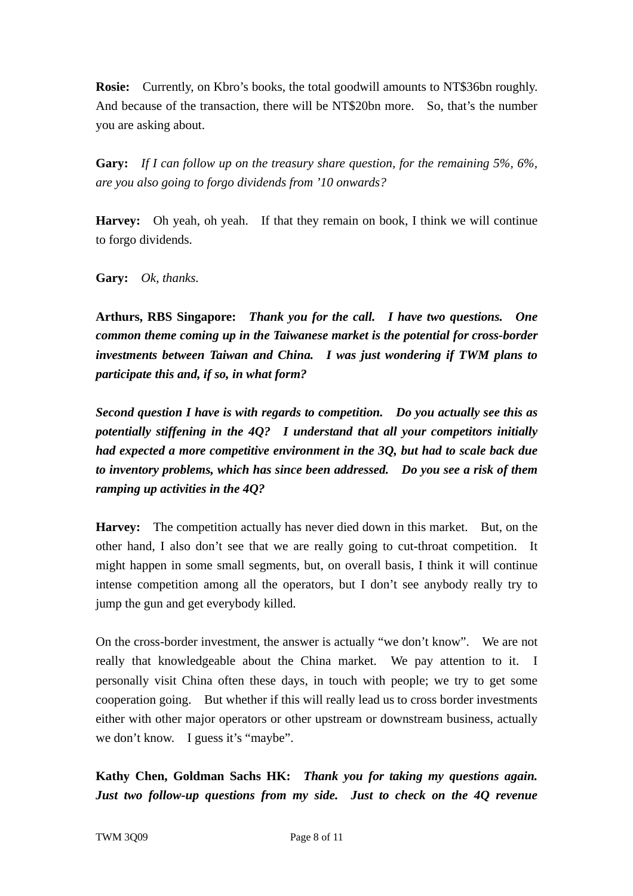**Rosie:** Currently, on Kbro's books, the total goodwill amounts to NT$36bn roughly. And because of the transaction, there will be NT$20bn more. So, that's the number you are asking about.

**Gary:** *If I can follow up on the treasury share question, for the remaining 5%, 6%, are you also going to forgo dividends from '10 onwards?*

**Harvey:** Oh yeah, oh yeah. If that they remain on book, I think we will continue to forgo dividends.

**Gary:** *Ok, thanks.*

**Arthurs, RBS Singapore:** ***Thank you for the call. I have two questions. One common theme coming up in the Taiwanese market is the potential for cross-border investments between Taiwan and China. I was just wondering if TWM plans to participate this and, if so, in what form?***

***Second question I have is with regards to competition. Do you actually see this as potentially stiffening in the 4Q? I understand that all your competitors initially had expected a more competitive environment in the 3Q, but had to scale back due to inventory problems, which has since been addressed. Do you see a risk of them ramping up activities in the 4Q?***

**Harvey:** The competition actually has never died down in this market. But, on the other hand, I also don't see that we are really going to cut-throat competition. It might happen in some small segments, but, on overall basis, I think it will continue intense competition among all the operators, but I don't see anybody really try to jump the gun and get everybody killed.

On the cross-border investment, the answer is actually "we don't know". We are not really that knowledgeable about the China market. We pay attention to it. I personally visit China often these days, in touch with people; we try to get some cooperation going. But whether if this will really lead us to cross border investments either with other major operators or other upstream or downstream business, actually we don't know. I guess it's "maybe".

**Kathy Chen, Goldman Sachs HK:** ***Thank you for taking my questions again. Just two follow-up questions from my side. Just to check on the 4Q revenue***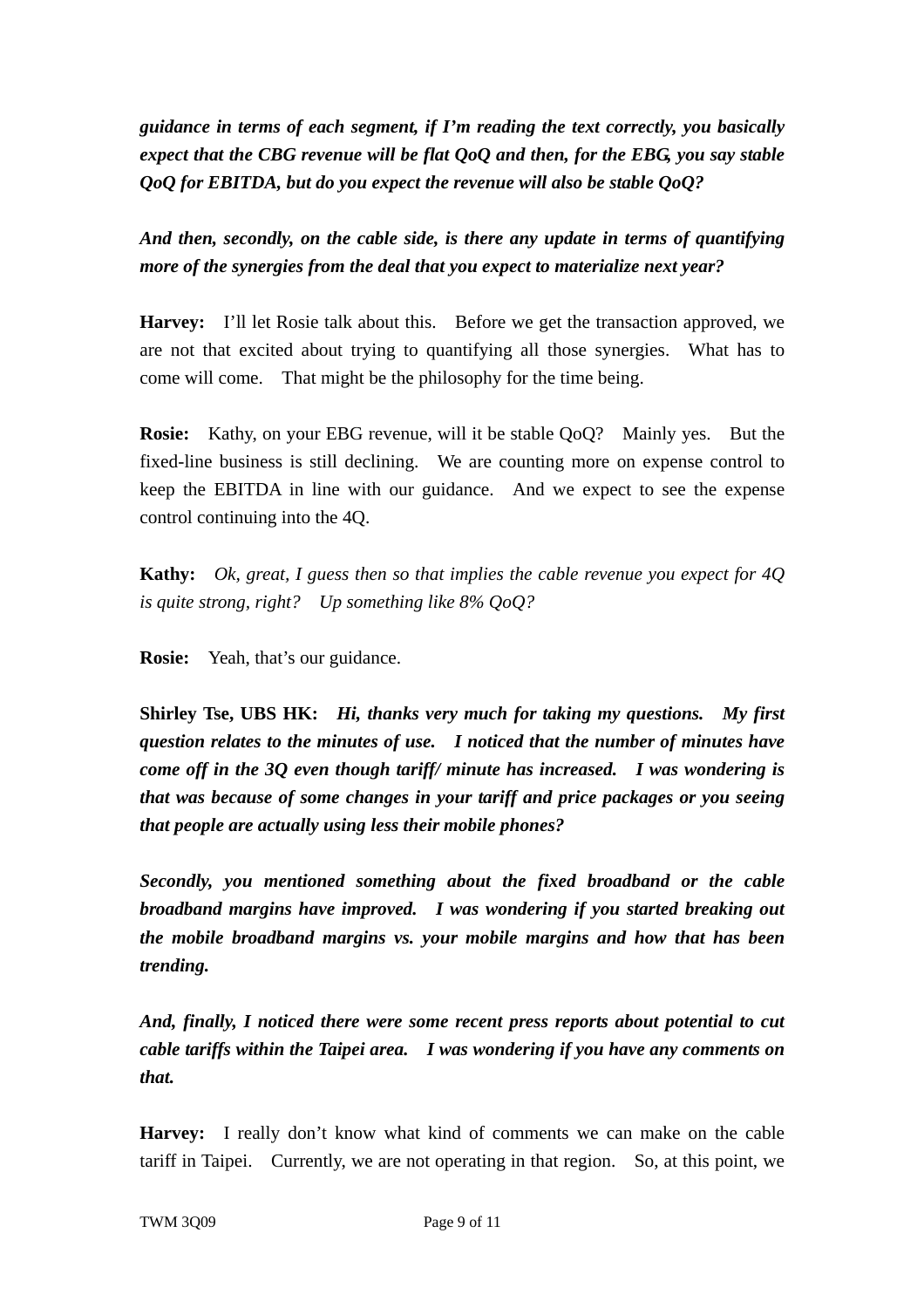***guidance in terms of each segment, if I'm reading the text correctly, you basically expect that the CBG revenue will be flat QoQ and then, for the EBG, you say stable QoQ for EBITDA, but do you expect the revenue will also be stable QoQ?***

***And then, secondly, on the cable side, is there any update in terms of quantifying more of the synergies from the deal that you expect to materialize next year?***

**Harvey:** I'll let Rosie talk about this. Before we get the transaction approved, we are not that excited about trying to quantifying all those synergies. What has to come will come. That might be the philosophy for the time being.

**Rosie:** Kathy, on your EBG revenue, will it be stable QoQ? Mainly yes. But the fixed-line business is still declining. We are counting more on expense control to keep the EBITDA in line with our guidance. And we expect to see the expense control continuing into the 4Q.

**Kathy:** *Ok, great, I guess then so that implies the cable revenue you expect for 4Q is quite strong, right? Up something like 8% QoQ?*

**Rosie:** Yeah, that's our guidance.

**Shirley Tse, UBS HK:** ***Hi, thanks very much for taking my questions. My first question relates to the minutes of use. I noticed that the number of minutes have come off in the 3Q even though tariff/ minute has increased. I was wondering is that was because of some changes in your tariff and price packages or you seeing that people are actually using less their mobile phones?***

***Secondly, you mentioned something about the fixed broadband or the cable broadband margins have improved. I was wondering if you started breaking out the mobile broadband margins vs. your mobile margins and how that has been trending.***

***And, finally, I noticed there were some recent press reports about potential to cut cable tariffs within the Taipei area. I was wondering if you have any comments on that.***

**Harvey:** I really don't know what kind of comments we can make on the cable tariff in Taipei. Currently, we are not operating in that region. So, at this point, we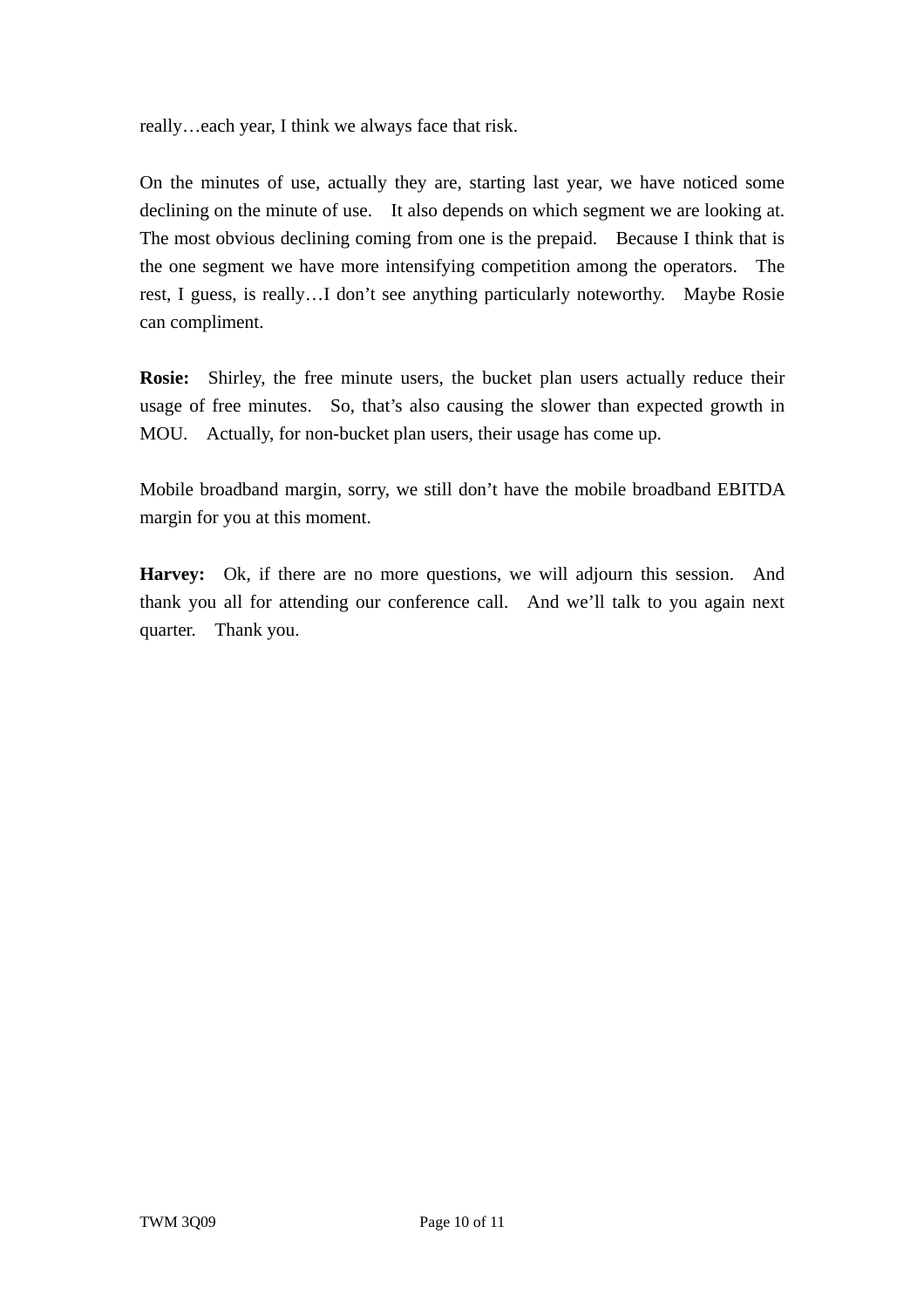really…each year, I think we always face that risk.

On the minutes of use, actually they are, starting last year, we have noticed some declining on the minute of use. It also depends on which segment we are looking at. The most obvious declining coming from one is the prepaid. Because I think that is the one segment we have more intensifying competition among the operators. The rest, I guess, is really…I don't see anything particularly noteworthy. Maybe Rosie can compliment.

**Rosie:** Shirley, the free minute users, the bucket plan users actually reduce their usage of free minutes. So, that's also causing the slower than expected growth in MOU. Actually, for non-bucket plan users, their usage has come up.

Mobile broadband margin, sorry, we still don't have the mobile broadband EBITDA margin for you at this moment.

**Harvey:** Ok, if there are no more questions, we will adjourn this session. And thank you all for attending our conference call. And we'll talk to you again next quarter. Thank you.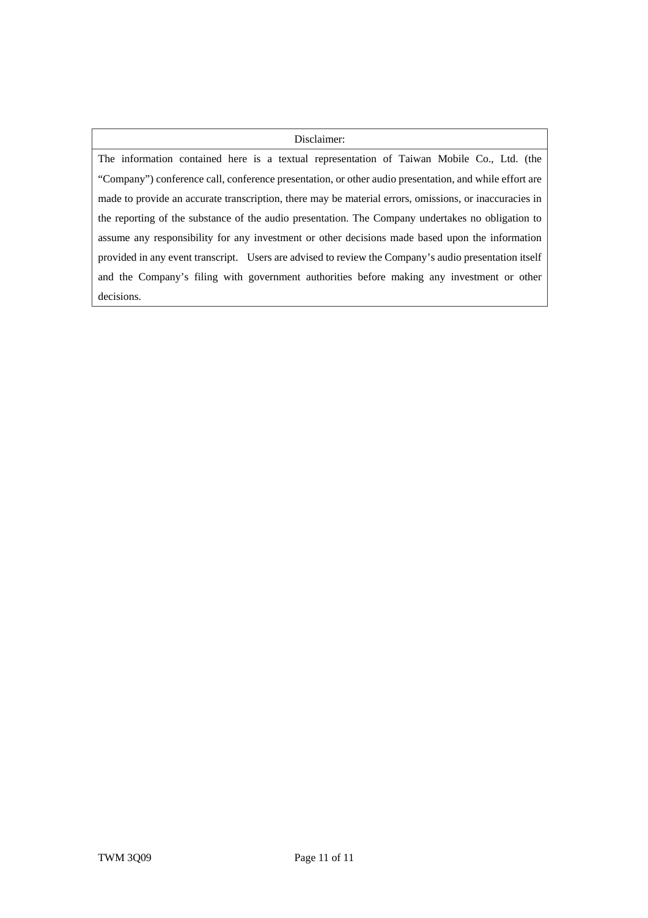| Disclaimer: |
| --- |
| The information contained here is a textual representation of Taiwan Mobile Co., Ltd. (the "Company") conference call, conference presentation, or other audio presentation, and while effort are made to provide an accurate transcription, there may be material errors, omissions, or inaccuracies in the reporting of the substance of the audio presentation. The Company undertakes no obligation to assume any responsibility for any investment or other decisions made based upon the information provided in any event transcript. Users are advised to review the Company's audio presentation itself and the Company's filing with government authorities before making any investment or other decisions. |